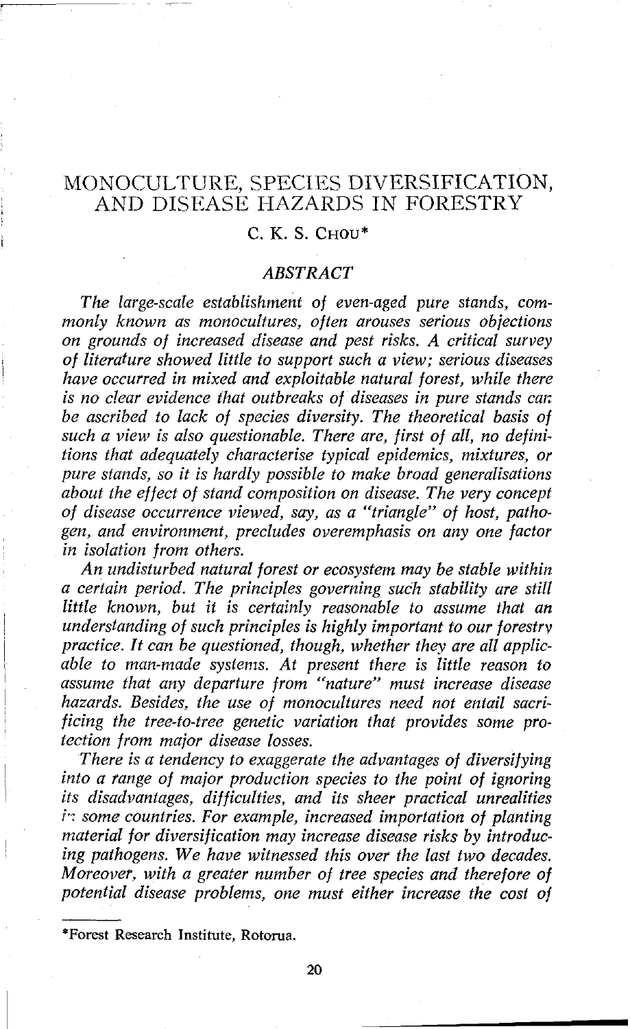# MONOCULTURE, SPECIES DIVERSIFICATION, AND DISEASE HAZARDS IN FORESTRY

C. K. S. CHOU*

## ABSTRACT

*The large-scale establishment of even-aged pure stands, commonly known as monocultures, often arouses serious objections on grounds of increased disease and pest risks. A critical survey of literature showed little to support such a view; serious diseases have occurred in mixed and exploitable natural forest, while there is no clear evidence that outbreaks of diseases in pure stands can be ascribed to lack of species diversity. The theoretical basis of such a view is also questionable. There are, first of all, no definitions that adequately characterise typical epidemics, mixtures, or pure stands, so it is hardly possible to make broad generalisations about the effect of stand composition on disease. The very concept of disease occurrence viewed, say, as a "triangle" of host, pathogen, and environment, precludes overemphasis on any one factor in isolation from others.*

*An undisturbed natural forest or ecosystem may be stable within a certain period. The principles governing such stability are still little known, but it is certainly reasonable to assume that an understanding of such principles is highly important to our forestry practice. It can be questioned, though, whether they are all applicable to man-made systems. At present there is little reason to assume that any departure from "nature" must increase disease hazards. Besides, the use of monocultures need not entail sacrificing the tree-to-tree genetic variation that provides some protection from major disease losses.*

*There is a tendency to exaggerate the advantages of diversifying into a range of major production species to the point of ignoring its disadvantages, difficulties, and its sheer practical unrealities in some countries. For example, increased importation of planting material for diversification may increase disease risks by introducing pathogens. We have witnessed this over the last two decades. Moreover, with a greater number of tree species and therefore of potential disease problems, one must either increase the cost of*

---

*Forest Research Institute, Rotorua.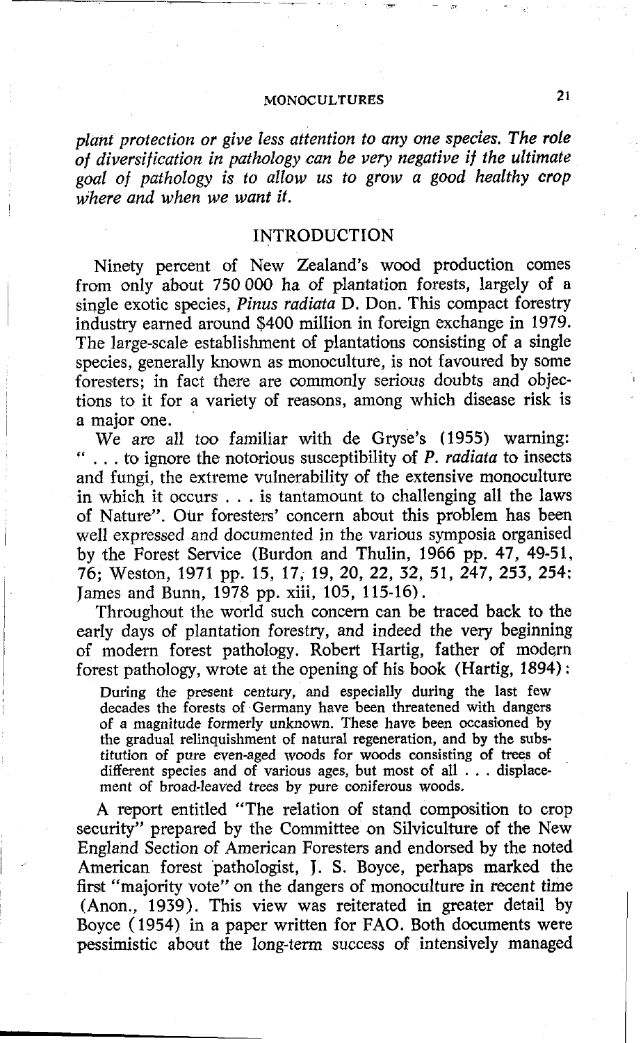*plant protection or give less attention to any one species. The role of diversification in pathology can be very negative if the ultimate goal of pathology is to allow us to grow a good healthy crop where and when we want it.*

## INTRODUCTION

Ninety percent of New Zealand's wood production comes from only about 750 000 ha of plantation forests, largely of a single exotic species, *Pinus radiata* D. Don. This compact forestry industry earned around $400 million in foreign exchange in 1979. The large-scale establishment of plantations consisting of a single species, generally known as monoculture, is not favoured by some foresters; in fact there are commonly serious doubts and objections to it for a variety of reasons, among which disease risk is a major one.

We are all too familiar with de Gryse's (1955) warning: " . . . to ignore the notorious susceptibility of *P. radiata* to insects and fungi, the extreme vulnerability of the extensive monoculture in which it occurs . . . is tantamount to challenging all the laws of Nature". Our foresters' concern about this problem has been well expressed and documented in the various symposia organised by the Forest Service (Burdon and Thulin, 1966 pp. 47, 49-51, 76; Weston, 1971 pp. 15, 17, 19, 20, 22, 32, 51, 247, 253, 254; James and Bunn, 1978 pp. xiii, 105, 115-16).

Throughout the world such concern can be traced back to the early days of plantation forestry, and indeed the very beginning of modern forest pathology. Robert Hartig, father of modern forest pathology, wrote at the opening of his book (Hartig, 1894):

> During the present century, and especially during the last few decades the forests of Germany have been threatened with dangers of a magnitude formerly unknown. These have been occasioned by the gradual relinquishment of natural regeneration, and by the substitution of pure even-aged woods for woods consisting of trees of different species and of various ages, but most of all . . . displacement of broad-leaved trees by pure coniferous woods.

A report entitled "The relation of stand composition to crop security" prepared by the Committee on Silviculture of the New England Section of American Foresters and endorsed by the noted American forest pathologist, J. S. Boyce, perhaps marked the first "majority vote" on the dangers of monoculture in recent time (Anon., 1939). This view was reiterated in greater detail by Boyce (1954) in a paper written for FAO. Both documents were pessimistic about the long-term success of intensively managed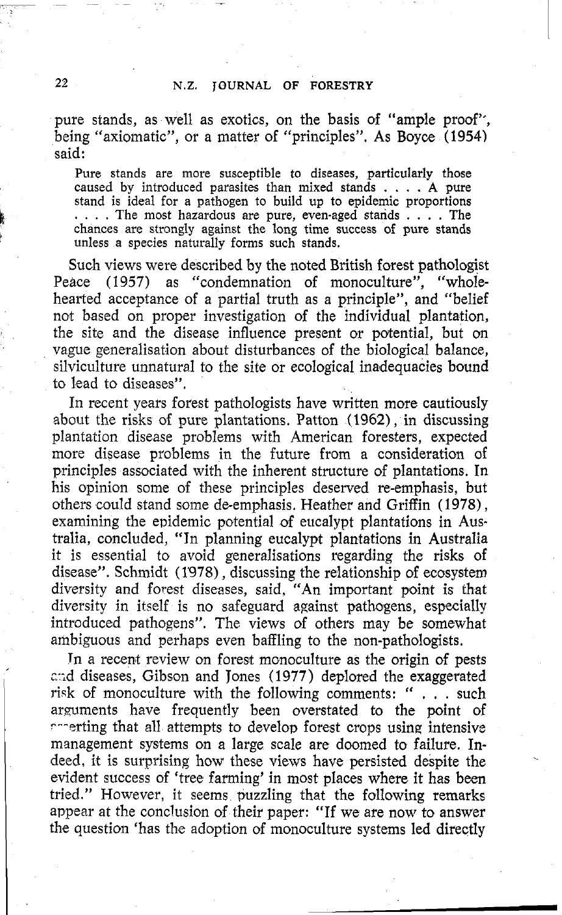pure stands, as well as exotics, on the basis of "ample proof", being "axiomatic", or a matter of "principles". As Boyce (1954) said:

> Pure stands are more susceptible to diseases, particularly those caused by introduced parasites than mixed stands . . . . A pure stand is ideal for a pathogen to build up to epidemic proportions . . . . The most hazardous are pure, even-aged stands . . . . The chances are strongly against the long time success of pure stands unless a species naturally forms such stands.

Such views were described by the noted British forest pathologist Peace (1957) as "condemnation of monoculture", "whole-hearted acceptance of a partial truth as a principle", and "belief not based on proper investigation of the individual plantation, the site and the disease influence present or potential, but on vague generalisation about disturbances of the biological balance, silviculture unnatural to the site or ecological inadequacies bound to lead to diseases".

In recent years forest pathologists have written more cautiously about the risks of pure plantations. Patton (1962), in discussing plantation disease problems with American foresters, expected more disease problems in the future from a consideration of principles associated with the inherent structure of plantations. In his opinion some of these principles deserved re-emphasis, but others could stand some de-emphasis. Heather and Griffin (1978), examining the epidemic potential of eucalypt plantations in Australia, concluded, "In planning eucalypt plantations in Australia it is essential to avoid generalisations regarding the risks of disease". Schmidt (1978), discussing the relationship of ecosystem diversity and forest diseases, said, "An important point is that diversity in itself is no safeguard against pathogens, especially introduced pathogens". The views of others may be somewhat ambiguous and perhaps even baffling to the non-pathologists.

In a recent review on forest monoculture as the origin of pests and diseases, Gibson and Jones (1977) deplored the exaggerated risk of monoculture with the following comments: " . . . such arguments have frequently been overstated to the point of asserting that all attempts to develop forest crops using intensive management systems on a large scale are doomed to failure. Indeed, it is surprising how these views have persisted despite the evident success of 'tree farming' in most places where it has been tried." However, it seems puzzling that the following remarks appear at the conclusion of their paper: "If we are now to answer the question 'has the adoption of monoculture systems led directly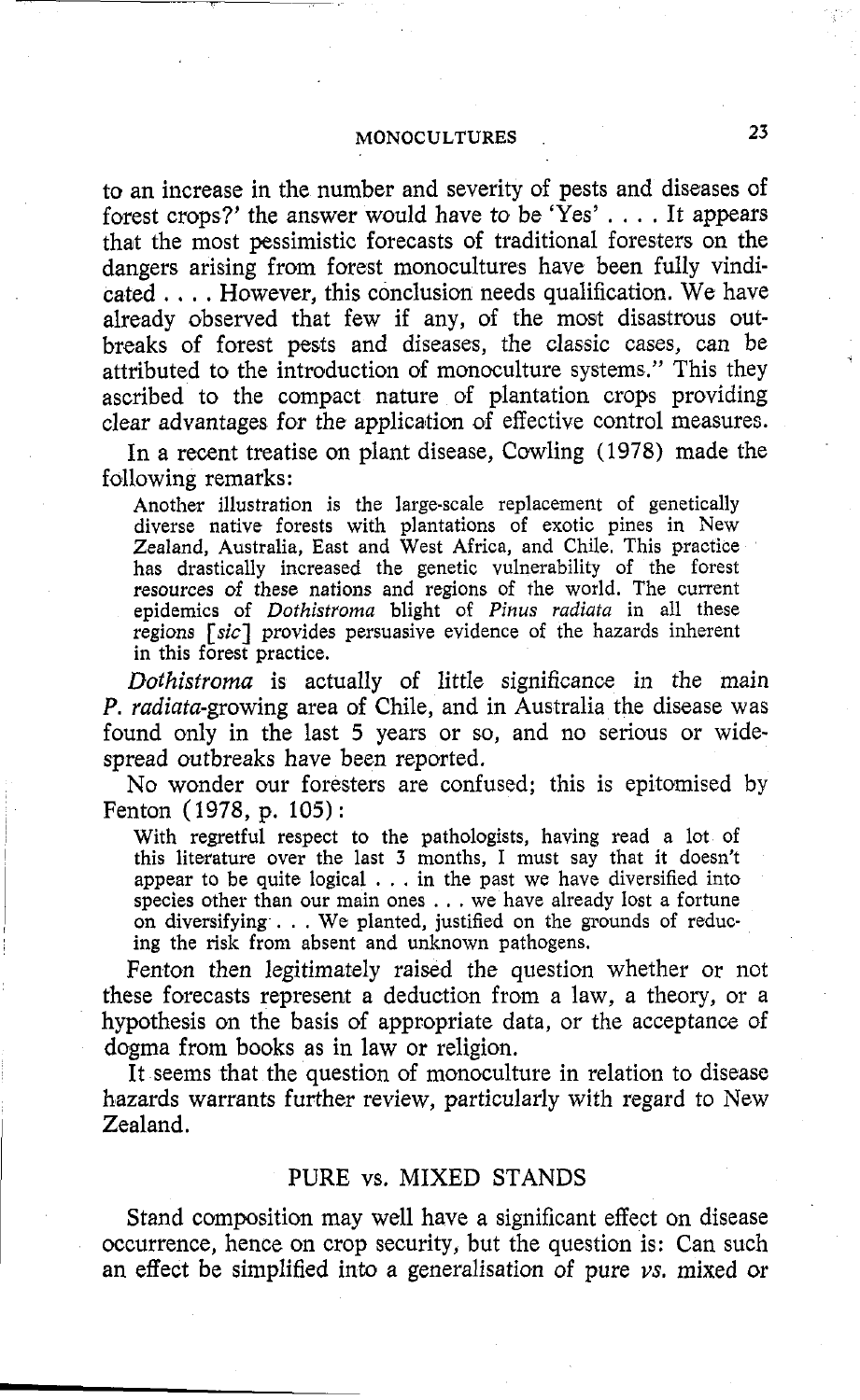to an increase in the number and severity of pests and diseases of forest crops?' the answer would have to be 'Yes' . . . . It appears that the most pessimistic forecasts of traditional foresters on the dangers arising from forest monocultures have been fully vindicated . . . . However, this conclusion needs qualification. We have already observed that few if any, of the most disastrous outbreaks of forest pests and diseases, the classic cases, can be attributed to the introduction of monoculture systems." This they ascribed to the compact nature of plantation crops providing clear advantages for the application of effective control measures.

In a recent treatise on plant disease, Cowling (1978) made the following remarks:

> Another illustration is the large-scale replacement of genetically diverse native forests with plantations of exotic pines in New Zealand, Australia, East and West Africa, and Chile. This practice has drastically increased the genetic vulnerability of the forest resources of these nations and regions of the world. The current epidemics of *Dothistroma* blight of *Pinus radiata* in all these regions [*sic*] provides persuasive evidence of the hazards inherent in this forest practice.

*Dothistroma* is actually of little significance in the main *P. radiata*-growing area of Chile, and in Australia the disease was found only in the last 5 years or so, and no serious or widespread outbreaks have been reported.

No wonder our foresters are confused; this is epitomised by Fenton (1978, p. 105):

> With regretful respect to the pathologists, having read a lot of this literature over the last 3 months, I must say that it doesn't appear to be quite logical . . . in the past we have diversified into species other than our main ones . . . we have already lost a fortune on diversifying . . . We planted, justified on the grounds of reducing the risk from absent and unknown pathogens.

Fenton then legitimately raised the question whether or not these forecasts represent a deduction from a law, a theory, or a hypothesis on the basis of appropriate data, or the acceptance of dogma from books as in law or religion.

It seems that the question of monoculture in relation to disease hazards warrants further review, particularly with regard to New Zealand.

## PURE vs. MIXED STANDS

Stand composition may well have a significant effect on disease occurrence, hence on crop security, but the question is: Can such an effect be simplified into a generalisation of pure *vs.* mixed or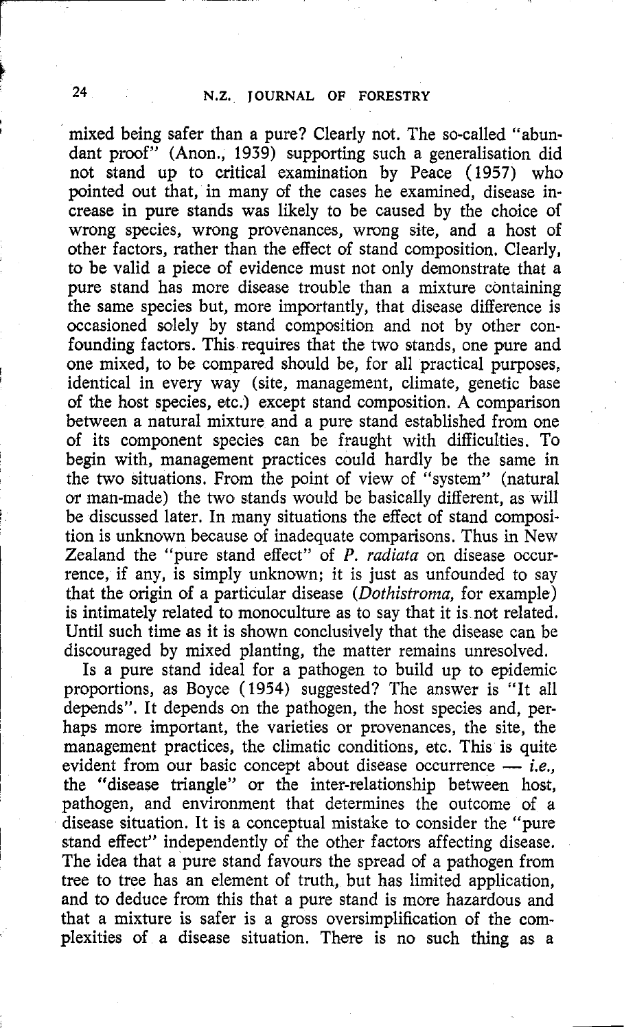mixed being safer than a pure? Clearly not. The so-called "abundant proof" (Anon., 1939) supporting such a generalisation did not stand up to critical examination by Peace (1957) who pointed out that, in many of the cases he examined, disease increase in pure stands was likely to be caused by the choice of wrong species, wrong provenances, wrong site, and a host of other factors, rather than the effect of stand composition. Clearly, to be valid a piece of evidence must not only demonstrate that a pure stand has more disease trouble than a mixture containing the same species but, more importantly, that disease difference is occasioned solely by stand composition and not by other confounding factors. This requires that the two stands, one pure and one mixed, to be compared should be, for all practical purposes, identical in every way (site, management, climate, genetic base of the host species, etc.) except stand composition. A comparison between a natural mixture and a pure stand established from one of its component species can be fraught with difficulties. To begin with, management practices could hardly be the same in the two situations. From the point of view of "system" (natural or man-made) the two stands would be basically different, as will be discussed later. In many situations the effect of stand composition is unknown because of inadequate comparisons. Thus in New Zealand the "pure stand effect" of *P. radiata* on disease occurrence, if any, is simply unknown; it is just as unfounded to say that the origin of a particular disease (*Dothistroma*, for example) is intimately related to monoculture as to say that it is not related. Until such time as it is shown conclusively that the disease can be discouraged by mixed planting, the matter remains unresolved.

Is a pure stand ideal for a pathogen to build up to epidemic proportions, as Boyce (1954) suggested? The answer is "It all depends". It depends on the pathogen, the host species and, perhaps more important, the varieties or provenances, the site, the management practices, the climatic conditions, etc. This is quite evident from our basic concept about disease occurrence — *i.e.*, the "disease triangle" or the inter-relationship between host, pathogen, and environment that determines the outcome of a disease situation. It is a conceptual mistake to consider the "pure stand effect" independently of the other factors affecting disease. The idea that a pure stand favours the spread of a pathogen from tree to tree has an element of truth, but has limited application, and to deduce from this that a pure stand is more hazardous and that a mixture is safer is a gross oversimplification of the complexities of a disease situation. There is no such thing as a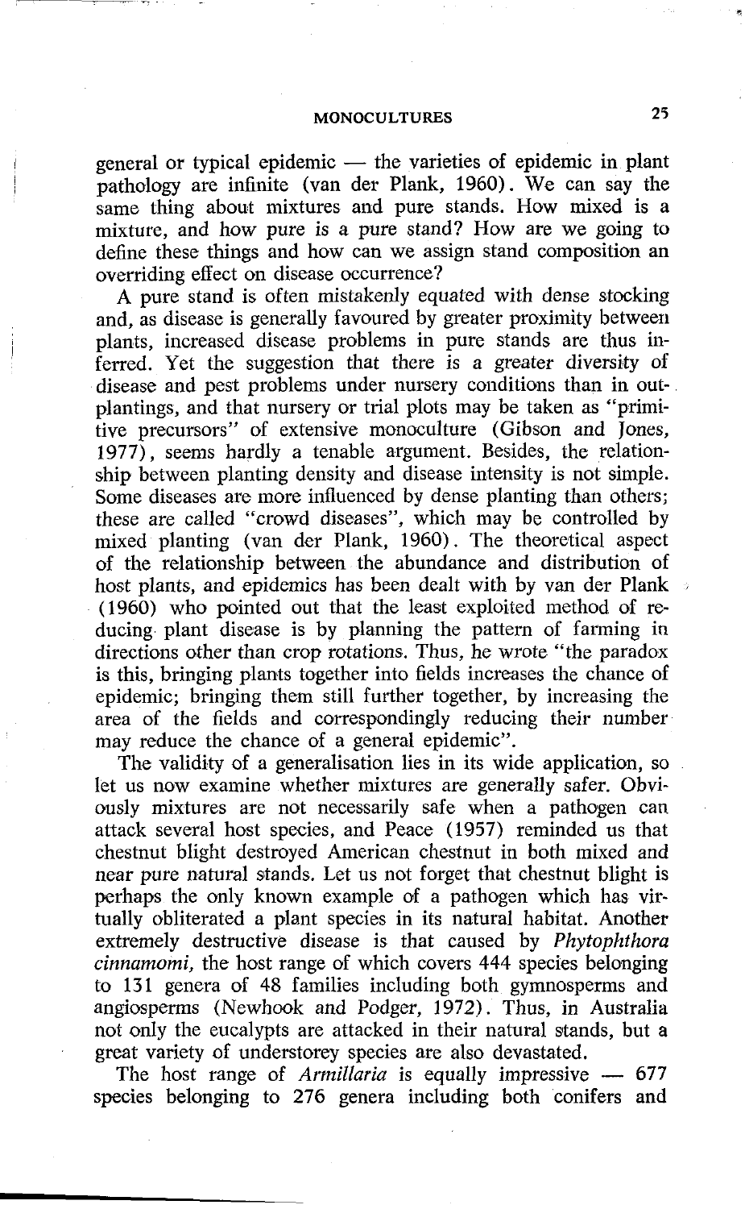general or typical epidemic — the varieties of epidemic in plant pathology are infinite (van der Plank, 1960). We can say the same thing about mixtures and pure stands. How mixed is a mixture, and how pure is a pure stand? How are we going to define these things and how can we assign stand composition an overriding effect on disease occurrence?

A pure stand is often mistakenly equated with dense stocking and, as disease is generally favoured by greater proximity between plants, increased disease problems in pure stands are thus inferred. Yet the suggestion that there is a greater diversity of disease and pest problems under nursery conditions than in outplantings, and that nursery or trial plots may be taken as "primitive precursors" of extensive monoculture (Gibson and Jones, 1977), seems hardly a tenable argument. Besides, the relationship between planting density and disease intensity is not simple. Some diseases are more influenced by dense planting than others; these are called "crowd diseases", which may be controlled by mixed planting (van der Plank, 1960). The theoretical aspect of the relationship between the abundance and distribution of host plants, and epidemics has been dealt with by van der Plank (1960) who pointed out that the least exploited method of reducing plant disease is by planning the pattern of farming in directions other than crop rotations. Thus, he wrote "the paradox is this, bringing plants together into fields increases the chance of epidemic; bringing them still further together, by increasing the area of the fields and correspondingly reducing their number may reduce the chance of a general epidemic".

The validity of a generalisation lies in its wide application, so let us now examine whether mixtures are generally safer. Obviously mixtures are not necessarily safe when a pathogen can attack several host species, and Peace (1957) reminded us that chestnut blight destroyed American chestnut in both mixed and near pure natural stands. Let us not forget that chestnut blight is perhaps the only known example of a pathogen which has virtually obliterated a plant species in its natural habitat. Another extremely destructive disease is that caused by *Phytophthora cinnamomi*, the host range of which covers 444 species belonging to 131 genera of 48 families including both gymnosperms and angiosperms (Newhook and Podger, 1972). Thus, in Australia not only the eucalypts are attacked in their natural stands, but a great variety of understorey species are also devastated.

The host range of *Armillaria* is equally impressive — 677 species belonging to 276 genera including both conifers and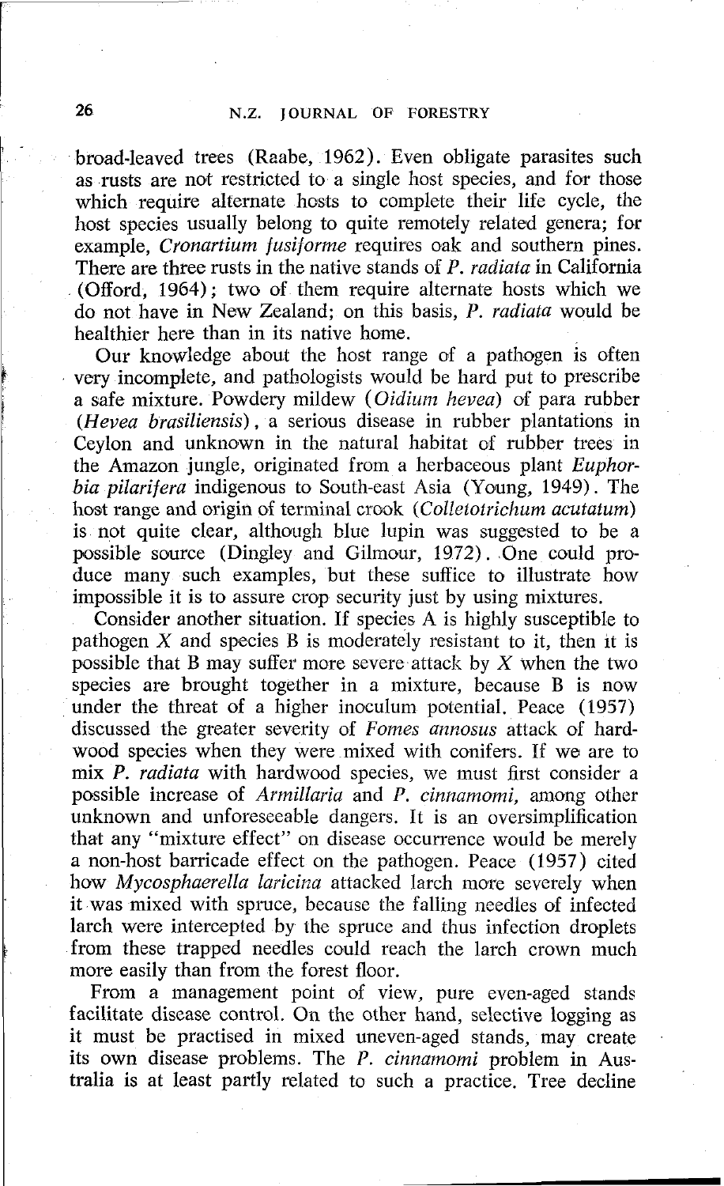broad-leaved trees (Raabe, 1962). Even obligate parasites such as rusts are not restricted to a single host species, and for those which require alternate hosts to complete their life cycle, the host species usually belong to quite remotely related genera; for example, *Cronartium fusiforme* requires oak and southern pines. There are three rusts in the native stands of *P. radiata* in California (Offord, 1964); two of them require alternate hosts which we do not have in New Zealand; on this basis, *P. radiata* would be healthier here than in its native home.

Our knowledge about the host range of a pathogen is often very incomplete, and pathologists would be hard put to prescribe a safe mixture. Powdery mildew (*Oidium hevea*) of para rubber (*Hevea brasiliensis*), a serious disease in rubber plantations in Ceylon and unknown in the natural habitat of rubber trees in the Amazon jungle, originated from a herbaceous plant *Euphorbia pilarifera* indigenous to South-east Asia (Young, 1949). The host range and origin of terminal crook (*Colletotrichum acutatum*) is not quite clear, although blue lupin was suggested to be a possible source (Dingley and Gilmour, 1972). One could produce many such examples, but these suffice to illustrate how impossible it is to assure crop security just by using mixtures.

Consider another situation. If species A is highly susceptible to pathogen X and species B is moderately resistant to it, then it is possible that B may suffer more severe attack by X when the two species are brought together in a mixture, because B is now under the threat of a higher inoculum potential. Peace (1957) discussed the greater severity of *Fomes annosus* attack of hardwood species when they were mixed with conifers. If we are to mix *P. radiata* with hardwood species, we must first consider a possible increase of *Armillaria* and *P. cinnamomi*, among other unknown and unforeseeable dangers. It is an oversimplification that any "mixture effect" on disease occurrence would be merely a non-host barricade effect on the pathogen. Peace (1957) cited how *Mycosphaerella laricina* attacked larch more severely when it was mixed with spruce, because the falling needles of infected larch were intercepted by the spruce and thus infection droplets from these trapped needles could reach the larch crown much more easily than from the forest floor.

From a management point of view, pure even-aged stands facilitate disease control. On the other hand, selective logging as it must be practised in mixed uneven-aged stands, may create its own disease problems. The *P. cinnamomi* problem in Australia is at least partly related to such a practice. Tree decline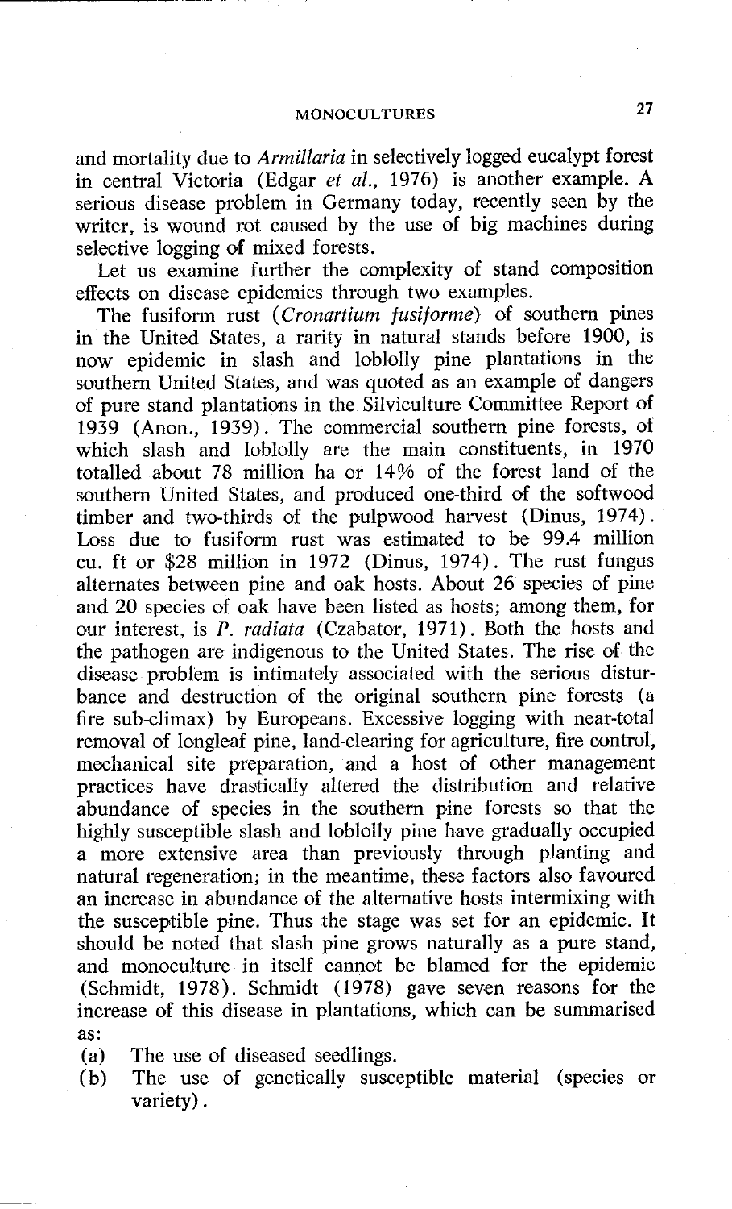and mortality due to *Armillaria* in selectively logged eucalypt forest in central Victoria (Edgar *et al.*, 1976) is another example. A serious disease problem in Germany today, recently seen by the writer, is wound rot caused by the use of big machines during selective logging of mixed forests.

Let us examine further the complexity of stand composition effects on disease epidemics through two examples.

The fusiform rust (*Cronartium fusiforme*) of southern pines in the United States, a rarity in natural stands before 1900, is now epidemic in slash and loblolly pine plantations in the southern United States, and was quoted as an example of dangers of pure stand plantations in the Silviculture Committee Report of 1939 (Anon., 1939). The commercial southern pine forests, of which slash and loblolly are the main constituents, in 1970 totalled about 78 million ha or 14% of the forest land of the southern United States, and produced one-third of the softwood timber and two-thirds of the pulpwood harvest (Dinus, 1974). Loss due to fusiform rust was estimated to be 99.4 million cu. ft or $28 million in 1972 (Dinus, 1974). The rust fungus alternates between pine and oak hosts. About 26 species of pine and 20 species of oak have been listed as hosts; among them, for our interest, is *P. radiata* (Czabator, 1971). Both the hosts and the pathogen are indigenous to the United States. The rise of the disease problem is intimately associated with the serious disturbance and destruction of the original southern pine forests (a fire sub-climax) by Europeans. Excessive logging with near-total removal of longleaf pine, land-clearing for agriculture, fire control, mechanical site preparation, and a host of other management practices have drastically altered the distribution and relative abundance of species in the southern pine forests so that the highly susceptible slash and loblolly pine have gradually occupied a more extensive area than previously through planting and natural regeneration; in the meantime, these factors also favoured an increase in abundance of the alternative hosts intermixing with the susceptible pine. Thus the stage was set for an epidemic. It should be noted that slash pine grows naturally as a pure stand, and monoculture in itself cannot be blamed for the epidemic (Schmidt, 1978). Schmidt (1978) gave seven reasons for the increase of this disease in plantations, which can be summarised as:

(a) The use of diseased seedlings.
(b) The use of genetically susceptible material (species or variety).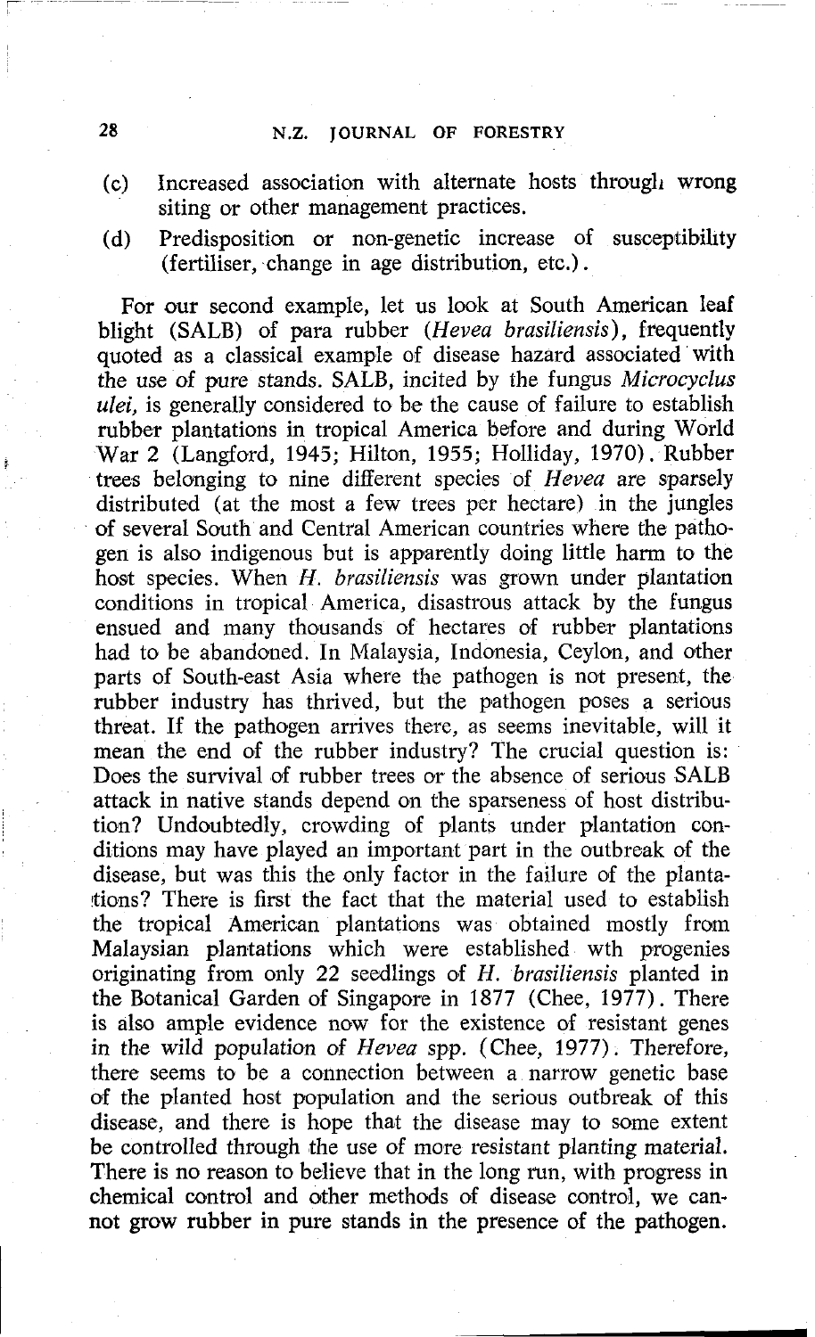(c) Increased association with alternate hosts through wrong siting or other management practices.

(d) Predisposition or non-genetic increase of susceptibility (fertiliser, change in age distribution, etc.).

For our second example, let us look at South American leaf blight (SALB) of para rubber (*Hevea brasiliensis*), frequently quoted as a classical example of disease hazard associated with the use of pure stands. SALB, incited by the fungus *Microcyclus ulei*, is generally considered to be the cause of failure to establish rubber plantations in tropical America before and during World War 2 (Langford, 1945; Hilton, 1955; Holliday, 1970). Rubber trees belonging to nine different species of *Hevea* are sparsely distributed (at the most a few trees per hectare) in the jungles of several South and Central American countries where the pathogen is also indigenous but is apparently doing little harm to the host species. When *H. brasiliensis* was grown under plantation conditions in tropical America, disastrous attack by the fungus ensued and many thousands of hectares of rubber plantations had to be abandoned. In Malaysia, Indonesia, Ceylon, and other parts of South-east Asia where the pathogen is not present, the rubber industry has thrived, but the pathogen poses a serious threat. If the pathogen arrives there, as seems inevitable, will it mean the end of the rubber industry? The crucial question is: Does the survival of rubber trees or the absence of serious SALB attack in native stands depend on the sparseness of host distribution? Undoubtedly, crowding of plants under plantation conditions may have played an important part in the outbreak of the disease, but was this the only factor in the failure of the plantations? There is first the fact that the material used to establish the tropical American plantations was obtained mostly from Malaysian plantations which were established wth progenies originating from only 22 seedlings of *H. brasiliensis* planted in the Botanical Garden of Singapore in 1877 (Chee, 1977). There is also ample evidence now for the existence of resistant genes in the wild population of *Hevea* spp. (Chee, 1977). Therefore, there seems to be a connection between a narrow genetic base of the planted host population and the serious outbreak of this disease, and there is hope that the disease may to some extent be controlled through the use of more resistant planting material. There is no reason to believe that in the long run, with progress in chemical control and other methods of disease control, we cannot grow rubber in pure stands in the presence of the pathogen.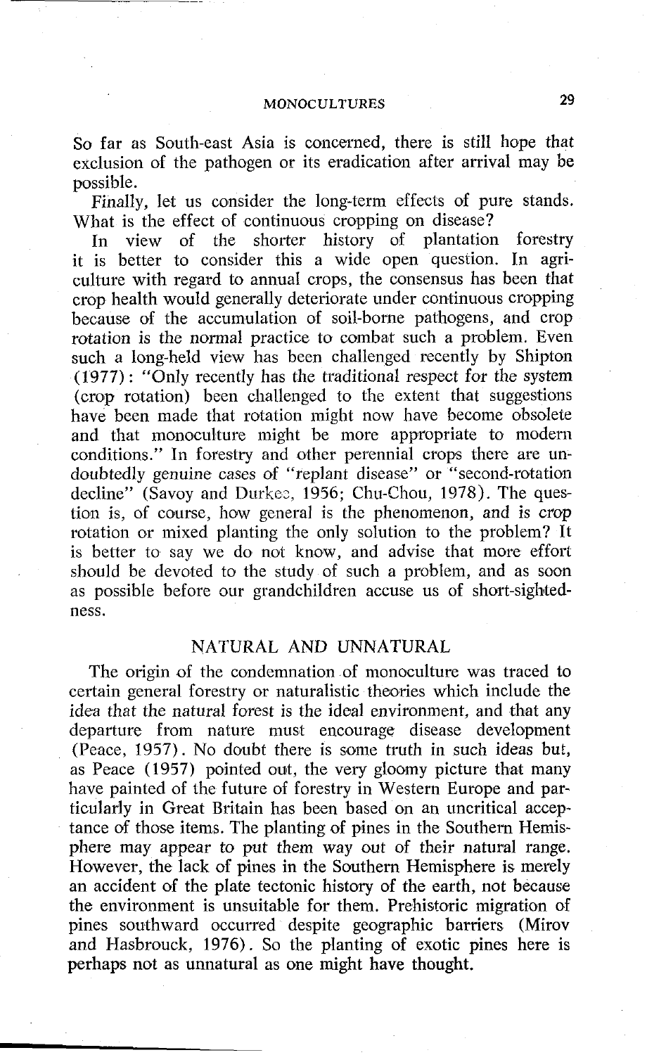So far as South-east Asia is concerned, there is still hope that exclusion of the pathogen or its eradication after arrival may be possible.

Finally, let us consider the long-term effects of pure stands. What is the effect of continuous cropping on disease?

In view of the shorter history of plantation forestry it is better to consider this a wide open question. In agriculture with regard to annual crops, the consensus has been that crop health would generally deteriorate under continuous cropping because of the accumulation of soil-borne pathogens, and crop rotation is the normal practice to combat such a problem. Even such a long-held view has been challenged recently by Shipton (1977): "Only recently has the traditional respect for the system (crop rotation) been challenged to the extent that suggestions have been made that rotation might now have become obsolete and that monoculture might be more appropriate to modern conditions." In forestry and other perennial crops there are undoubtedly genuine cases of "replant disease" or "second-rotation decline" (Savoy and Durkee, 1956; Chu-Chou, 1978). The question is, of course, how general is the phenomenon, and is crop rotation or mixed planting the only solution to the problem? It is better to say we do not know, and advise that more effort should be devoted to the study of such a problem, and as soon as possible before our grandchildren accuse us of short-sightedness.

## NATURAL AND UNNATURAL

The origin of the condemnation of monoculture was traced to certain general forestry or naturalistic theories which include the idea that the natural forest is the ideal environment, and that any departure from nature must encourage disease development (Peace, 1957). No doubt there is some truth in such ideas but, as Peace (1957) pointed out, the very gloomy picture that many have painted of the future of forestry in Western Europe and particularly in Great Britain has been based on an uncritical acceptance of those items. The planting of pines in the Southern Hemisphere may appear to put them way out of their natural range. However, the lack of pines in the Southern Hemisphere is merely an accident of the plate tectonic history of the earth, not because the environment is unsuitable for them. Prehistoric migration of pines southward occurred despite geographic barriers (Mirov and Hasbrouck, 1976). So the planting of exotic pines here is perhaps not as unnatural as one might have thought.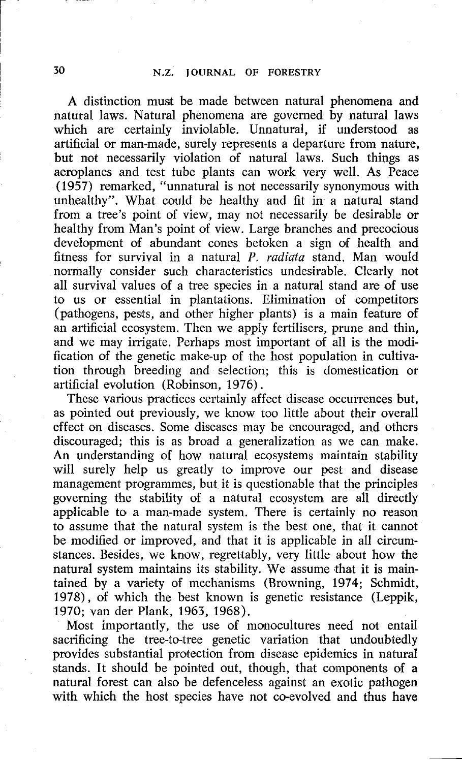A distinction must be made between natural phenomena and natural laws. Natural phenomena are governed by natural laws which are certainly inviolable. Unnatural, if understood as artificial or man-made, surely represents a departure from nature, but not necessarily violation of natural laws. Such things as aeroplanes and test tube plants can work very well. As Peace (1957) remarked, "unnatural is not necessarily synonymous with unhealthy". What could be healthy and fit in a natural stand from a tree's point of view, may not necessarily be desirable or healthy from Man's point of view. Large branches and precocious development of abundant cones betoken a sign of health and fitness for survival in a natural *P. radiata* stand. Man would normally consider such characteristics undesirable. Clearly not all survival values of a tree species in a natural stand are of use to us or essential in plantations. Elimination of competitors (pathogens, pests, and other higher plants) is a main feature of an artificial ecosystem. Then we apply fertilisers, prune and thin, and we may irrigate. Perhaps most important of all is the modification of the genetic make-up of the host population in cultivation through breeding and selection; this is domestication or artificial evolution (Robinson, 1976).

These various practices certainly affect disease occurrences but, as pointed out previously, we know too little about their overall effect on diseases. Some diseases may be encouraged, and others discouraged; this is as broad a generalization as we can make. An understanding of how natural ecosystems maintain stability will surely help us greatly to improve our pest and disease management programmes, but it is questionable that the principles governing the stability of a natural ecosystem are all directly applicable to a man-made system. There is certainly no reason to assume that the natural system is the best one, that it cannot be modified or improved, and that it is applicable in all circumstances. Besides, we know, regrettably, very little about how the natural system maintains its stability. We assume that it is maintained by a variety of mechanisms (Browning, 1974; Schmidt, 1978), of which the best known is genetic resistance (Leppik, 1970; van der Plank, 1963, 1968).

Most importantly, the use of monocultures need not entail sacrificing the tree-to-tree genetic variation that undoubtedly provides substantial protection from disease epidemics in natural stands. It should be pointed out, though, that components of a natural forest can also be defenceless against an exotic pathogen with which the host species have not co-evolved and thus have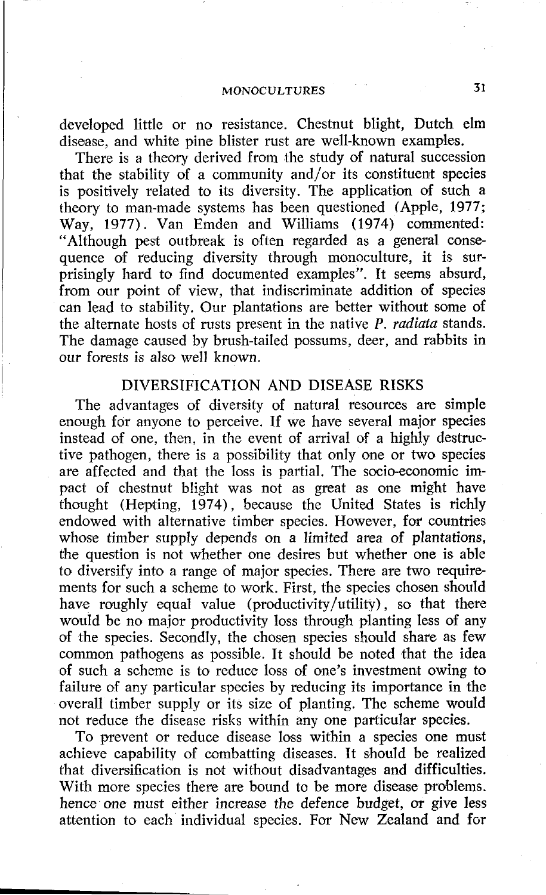developed little or no resistance. Chestnut blight, Dutch elm disease, and white pine blister rust are well-known examples.

There is a theory derived from the study of natural succession that the stability of a community and/or its constituent species is positively related to its diversity. The application of such a theory to man-made systems has been questioned (Apple, 1977; Way, 1977). Van Emden and Williams (1974) commented: "Although pest outbreak is often regarded as a general consequence of reducing diversity through monoculture, it is surprisingly hard to find documented examples". It seems absurd, from our point of view, that indiscriminate addition of species can lead to stability. Our plantations are better without some of the alternate hosts of rusts present in the native *P. radiata* stands. The damage caused by brush-tailed possums, deer, and rabbits in our forests is also well known.

## DIVERSIFICATION AND DISEASE RISKS

The advantages of diversity of natural resources are simple enough for anyone to perceive. If we have several major species instead of one, then, in the event of arrival of a highly destructive pathogen, there is a possibility that only one or two species are affected and that the loss is partial. The socio-economic impact of chestnut blight was not as great as one might have thought (Hepting, 1974), because the United States is richly endowed with alternative timber species. However, for countries whose timber supply depends on a limited area of plantations, the question is not whether one desires but whether one is able to diversify into a range of major species. There are two requirements for such a scheme to work. First, the species chosen should have roughly equal value (productivity/utility), so that there would be no major productivity loss through planting less of any of the species. Secondly, the chosen species should share as few common pathogens as possible. It should be noted that the idea of such a scheme is to reduce loss of one's investment owing to failure of any particular species by reducing its importance in the overall timber supply or its size of planting. The scheme would not reduce the disease risks within any one particular species.

To prevent or reduce disease loss within a species one must achieve capability of combatting diseases. It should be realized that diversification is not without disadvantages and difficulties. With more species there are bound to be more disease problems. hence one must either increase the defence budget, or give less attention to each individual species. For New Zealand and for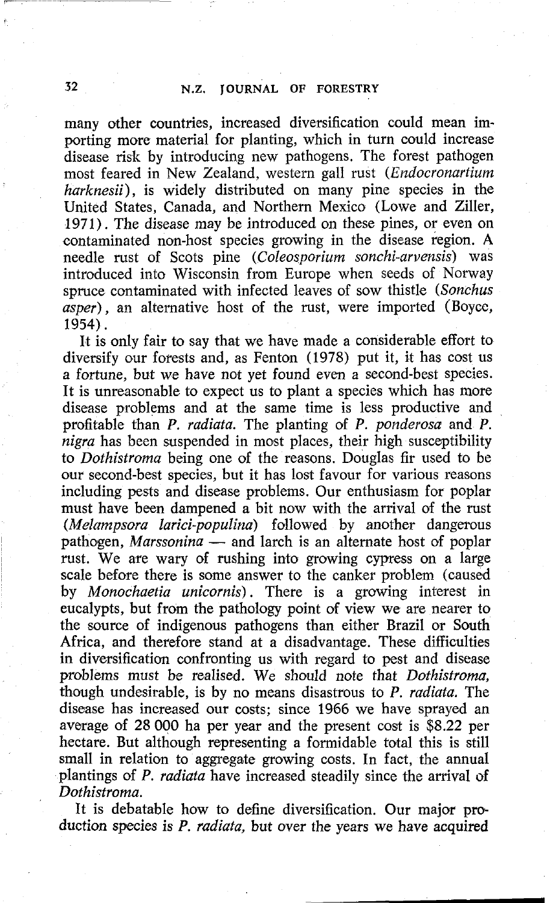many other countries, increased diversification could mean importing more material for planting, which in turn could increase disease risk by introducing new pathogens. The forest pathogen most feared in New Zealand, western gall rust (*Endocronartium harknesii*), is widely distributed on many pine species in the United States, Canada, and Northern Mexico (Lowe and Ziller, 1971). The disease may be introduced on these pines, or even on contaminated non-host species growing in the disease region. A needle rust of Scots pine (*Coleosporium sonchi-arvensis*) was introduced into Wisconsin from Europe when seeds of Norway spruce contaminated with infected leaves of sow thistle (*Sonchus asper*), an alternative host of the rust, were imported (Boyce, 1954).

It is only fair to say that we have made a considerable effort to diversify our forests and, as Fenton (1978) put it, it has cost us a fortune, but we have not yet found even a second-best species. It is unreasonable to expect us to plant a species which has more disease problems and at the same time is less productive and profitable than *P. radiata*. The planting of *P. ponderosa* and *P. nigra* has been suspended in most places, their high susceptibility to *Dothistroma* being one of the reasons. Douglas fir used to be our second-best species, but it has lost favour for various reasons including pests and disease problems. Our enthusiasm for poplar must have been dampened a bit now with the arrival of the rust (*Melampsora larici-populina*) followed by another dangerous pathogen, *Marssonina* — and larch is an alternate host of poplar rust. We are wary of rushing into growing cypress on a large scale before there is some answer to the canker problem (caused by *Monochaetia unicornis*). There is a growing interest in eucalypts, but from the pathology point of view we are nearer to the source of indigenous pathogens than either Brazil or South Africa, and therefore stand at a disadvantage. These difficulties in diversification confronting us with regard to pest and disease problems must be realised. We should note that *Dothistroma*, though undesirable, is by no means disastrous to *P. radiata*. The disease has increased our costs; since 1966 we have sprayed an average of 28 000 ha per year and the present cost is $8.22 per hectare. But although representing a formidable total this is still small in relation to aggregate growing costs. In fact, the annual plantings of *P. radiata* have increased steadily since the arrival of *Dothistroma*.

It is debatable how to define diversification. Our major production species is *P. radiata*, but over the years we have acquired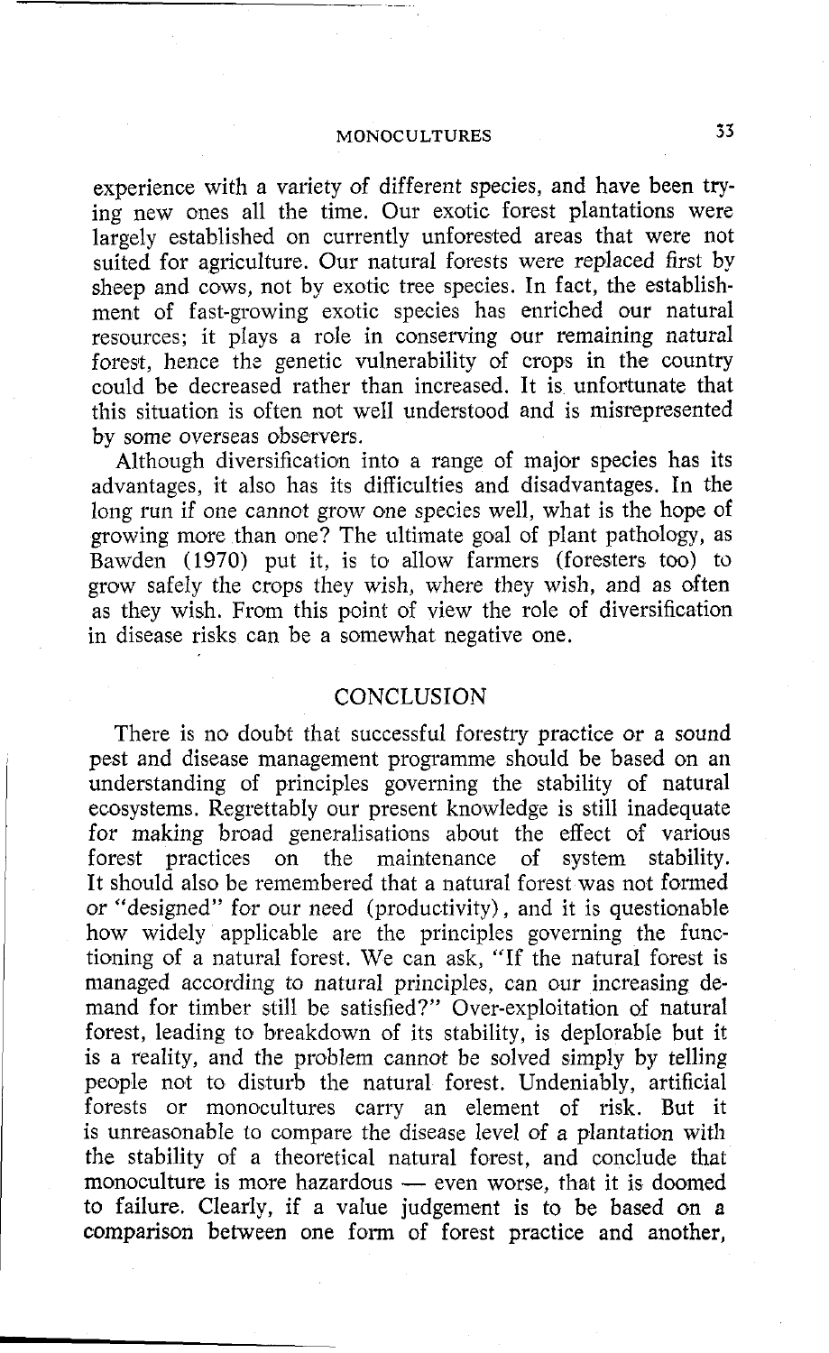experience with a variety of different species, and have been trying new ones all the time. Our exotic forest plantations were largely established on currently unforested areas that were not suited for agriculture. Our natural forests were replaced first by sheep and cows, not by exotic tree species. In fact, the establishment of fast-growing exotic species has enriched our natural resources; it plays a role in conserving our remaining natural forest, hence the genetic vulnerability of crops in the country could be decreased rather than increased. It is unfortunate that this situation is often not well understood and is misrepresented by some overseas observers.

Although diversification into a range of major species has its advantages, it also has its difficulties and disadvantages. In the long run if one cannot grow one species well, what is the hope of growing more than one? The ultimate goal of plant pathology, as Bawden (1970) put it, is to allow farmers (foresters too) to grow safely the crops they wish, where they wish, and as often as they wish. From this point of view the role of diversification in disease risks can be a somewhat negative one.

## CONCLUSION

There is no doubt that successful forestry practice or a sound pest and disease management programme should be based on an understanding of principles governing the stability of natural ecosystems. Regrettably our present knowledge is still inadequate for making broad generalisations about the effect of various forest practices on the maintenance of system stability. It should also be remembered that a natural forest was not formed or "designed" for our need (productivity), and it is questionable how widely applicable are the principles governing the functioning of a natural forest. We can ask, "If the natural forest is managed according to natural principles, can our increasing demand for timber still be satisfied?" Over-exploitation of natural forest, leading to breakdown of its stability, is deplorable but it is a reality, and the problem cannot be solved simply by telling people not to disturb the natural forest. Undeniably, artificial forests or monocultures carry an element of risk. But it is unreasonable to compare the disease level of a plantation with the stability of a theoretical natural forest, and conclude that monoculture is more hazardous — even worse, that it is doomed to failure. Clearly, if a value judgement is to be based on a comparison between one form of forest practice and another,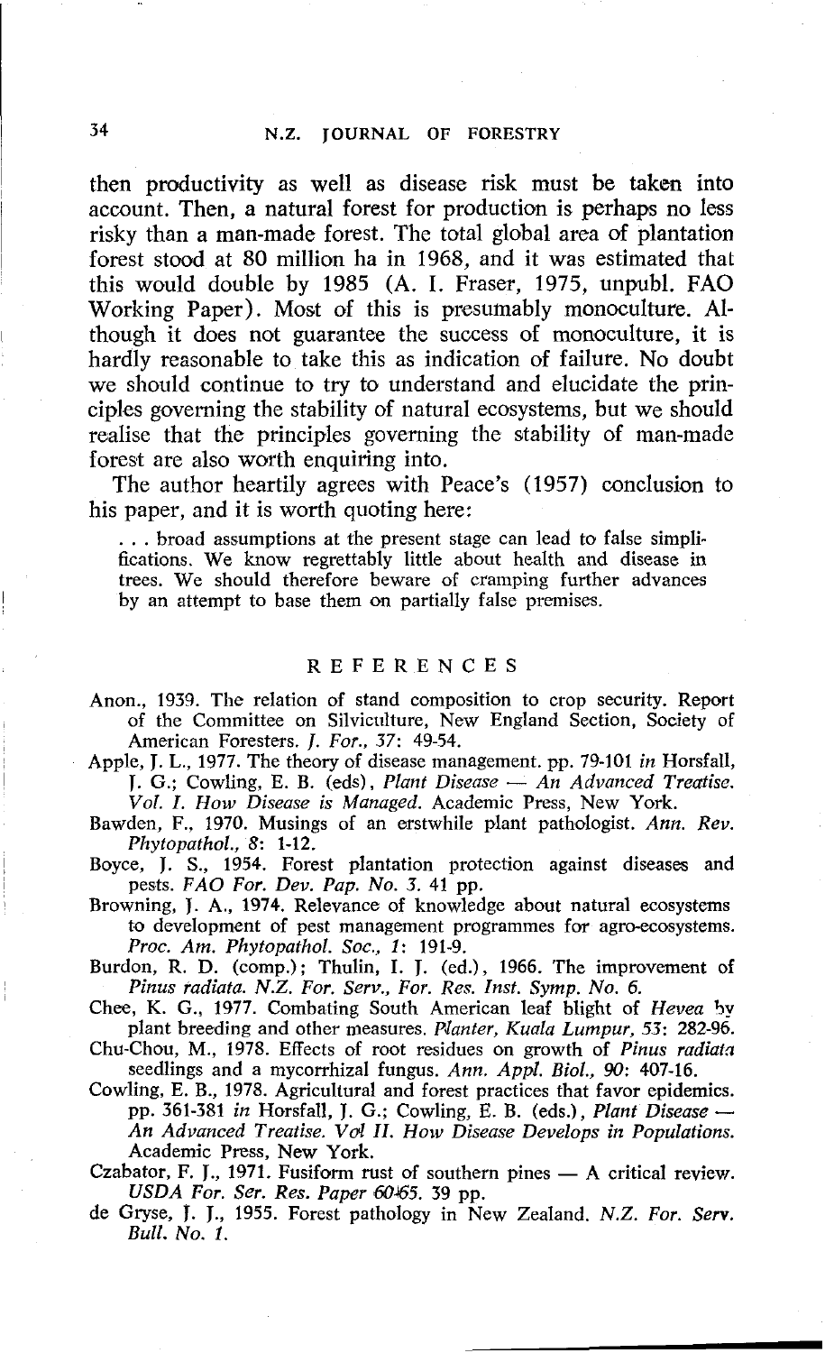then productivity as well as disease risk must be taken into account. Then, a natural forest for production is perhaps no less risky than a man-made forest. The total global area of plantation forest stood at 80 million ha in 1968, and it was estimated that this would double by 1985 (A. I. Fraser, 1975, unpubl. FAO Working Paper). Most of this is presumably monoculture. Although it does not guarantee the success of monoculture, it is hardly reasonable to take this as indication of failure. No doubt we should continue to try to understand and elucidate the principles governing the stability of natural ecosystems, but we should realise that the principles governing the stability of man-made forest are also worth enquiring into.

The author heartily agrees with Peace's (1957) conclusion to his paper, and it is worth quoting here:

> . . . broad assumptions at the present stage can lead to false simplifications. We know regrettably little about health and disease in trees. We should therefore beware of cramping further advances by an attempt to base them on partially false premises.

## REFERENCES

Anon., 1939. The relation of stand composition to crop security. Report of the Committee on Silviculture, New England Section, Society of American Foresters. *J. For.*, 37: 49-54.

Apple, J. L., 1977. The theory of disease management. pp. 79-101 *in* Horsfall, J. G.; Cowling, E. B. (eds), *Plant Disease — An Advanced Treatise. Vol. I. How Disease is Managed.* Academic Press, New York.

Bawden, F., 1970. Musings of an erstwhile plant pathologist. *Ann. Rev. Phytopathol.*, 8: 1-12.

Boyce, J. S., 1954. Forest plantation protection against diseases and pests. *FAO For. Dev. Pap. No. 3.* 41 pp.

Browning, J. A., 1974. Relevance of knowledge about natural ecosystems to development of pest management programmes for agro-ecosystems. *Proc. Am. Phytopathol. Soc.*, 1: 191-9.

Burdon, R. D. (comp.); Thulin, I. J. (ed.), 1966. The improvement of *Pinus radiata*. *N.Z. For. Serv., For. Res. Inst. Symp. No. 6.*

Chee, K. G., 1977. Combating South American leaf blight of *Hevea* by plant breeding and other measures. *Planter, Kuala Lumpur*, 53: 282-96.

Chu-Chou, M., 1978. Effects of root residues on growth of *Pinus radiata* seedlings and a mycorrhizal fungus. *Ann. Appl. Biol.*, 90: 407-16.

Cowling, E. B., 1978. Agricultural and forest practices that favor epidemics. pp. 361-381 *in* Horsfall, J. G.; Cowling, E. B. (eds.), *Plant Disease — An Advanced Treatise. Vol II. How Disease Develops in Populations.* Academic Press, New York.

Czabator, F. J., 1971. Fusiform rust of southern pines — A critical review. *USDA For. Ser. Res. Paper 60-65.* 39 pp.

de Gryse, J. J., 1955. Forest pathology in New Zealand. *N.Z. For. Serv. Bull. No. 1.*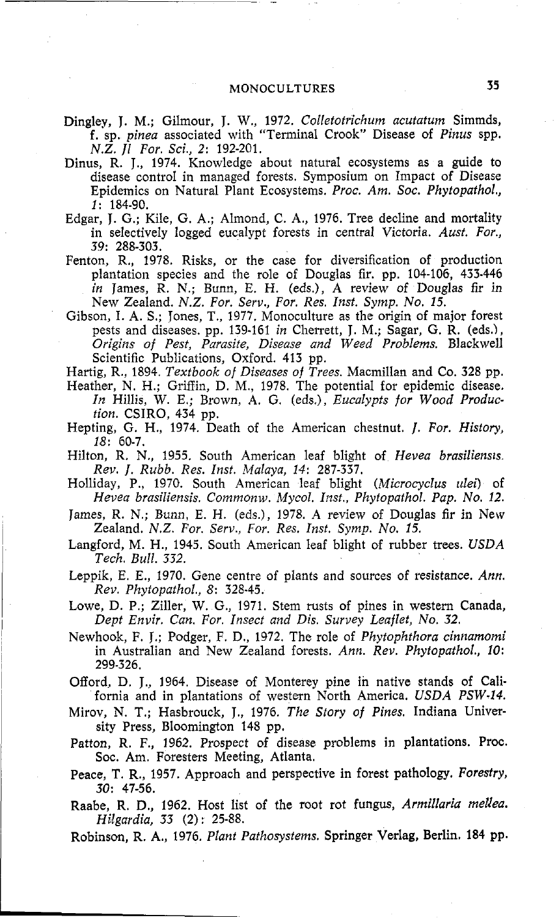Dingley, J. M.; Gilmour, J. W., 1972. *Colletotrichum acutatum* Simmds, f. sp. *pinea* associated with "Terminal Crook" Disease of *Pinus* spp. *N.Z. Jl For. Sci., 2*: 192-201.

Dinus, R. J., 1974. Knowledge about natural ecosystems as a guide to disease control in managed forests. Symposium on Impact of Disease Epidemics on Natural Plant Ecosystems. *Proc. Am. Soc. Phytopathol., 1*: 184-90.

Edgar, J. G.; Kile, G. A.; Almond, C. A., 1976. Tree decline and mortality in selectively logged eucalypt forests in central Victoria. *Aust. For., 39*: 288-303.

Fenton, R., 1978. Risks, or the case for diversification of production plantation species and the role of Douglas fir. pp. 104-106, 433-446 *in* James, R. N.; Bunn, E. H. (eds.), A review of Douglas fir in New Zealand. *N.Z. For. Serv., For. Res. Inst. Symp. No. 15.*

Gibson, I. A. S.; Jones, T., 1977. Monoculture as the origin of major forest pests and diseases. pp. 139-161 *in* Cherrett, J. M.; Sagar, G. R. (eds.), *Origins of Pest, Parasite, Disease and Weed Problems.* Blackwell Scientific Publications, Oxford. 413 pp.

Hartig, R., 1894. *Textbook of Diseases of Trees.* Macmillan and Co. 328 pp.

Heather, N. H.; Griffin, D. M., 1978. The potential for epidemic disease. *In* Hillis, W. E.; Brown, A. G. (eds.), *Eucalypts for Wood Production.* CSIRO, 434 pp.

Hepting, G. H., 1974. Death of the American chestnut. *J. For. History, 18*: 60-7.

Hilton, R. N., 1955. South American leaf blight of *Hevea brasiliensis. Rev. J. Rubb. Res. Inst. Malaya, 14*: 287-337.

Holliday, P., 1970. South American leaf blight (*Microcyclus ulei*) of *Hevea brasiliensis. Commonw. Mycol. Inst., Phytopathol. Pap. No. 12.*

James, R. N.; Bunn, E. H. (eds.), 1978. A review of Douglas fir in New Zealand. *N.Z. For. Serv., For. Res. Inst. Symp. No. 15.*

Langford, M. H., 1945. South American leaf blight of rubber trees. *USDA Tech. Bull. 332.*

Leppik, E. E., 1970. Gene centre of plants and sources of resistance. *Ann. Rev. Phytopathol., 8*: 328-45.

Lowe, D. P.; Ziller, W. G., 1971. Stem rusts of pines in western Canada, *Dept Envir. Can. For. Insect and Dis. Survey Leaflet, No. 32.*

Newhook, F. J.; Podger, F. D., 1972. The role of *Phytophthora cinnamomi* in Australian and New Zealand forests. *Ann. Rev. Phytopathol., 10*: 299-326.

Offord, D. J., 1964. Disease of Monterey pine in native stands of California and in plantations of western North America. *USDA PSW-14.*

Mirov, N. T.; Hasbrouck, J., 1976. *The Story of Pines.* Indiana University Press, Bloomington 148 pp.

Patton, R. F., 1962. Prospect of disease problems in plantations. Proc. Soc. Am. Foresters Meeting, Atlanta.

Peace, T. R., 1957. Approach and perspective in forest pathology. *Forestry, 30*: 47-56.

Raabe, R. D., 1962. Host list of the root rot fungus, *Armillaria mellea. Hilgardia, 33* (2): 25-88.

Robinson, R. A., 1976. *Plant Pathosystems.* Springer Verlag, Berlin. 184 pp.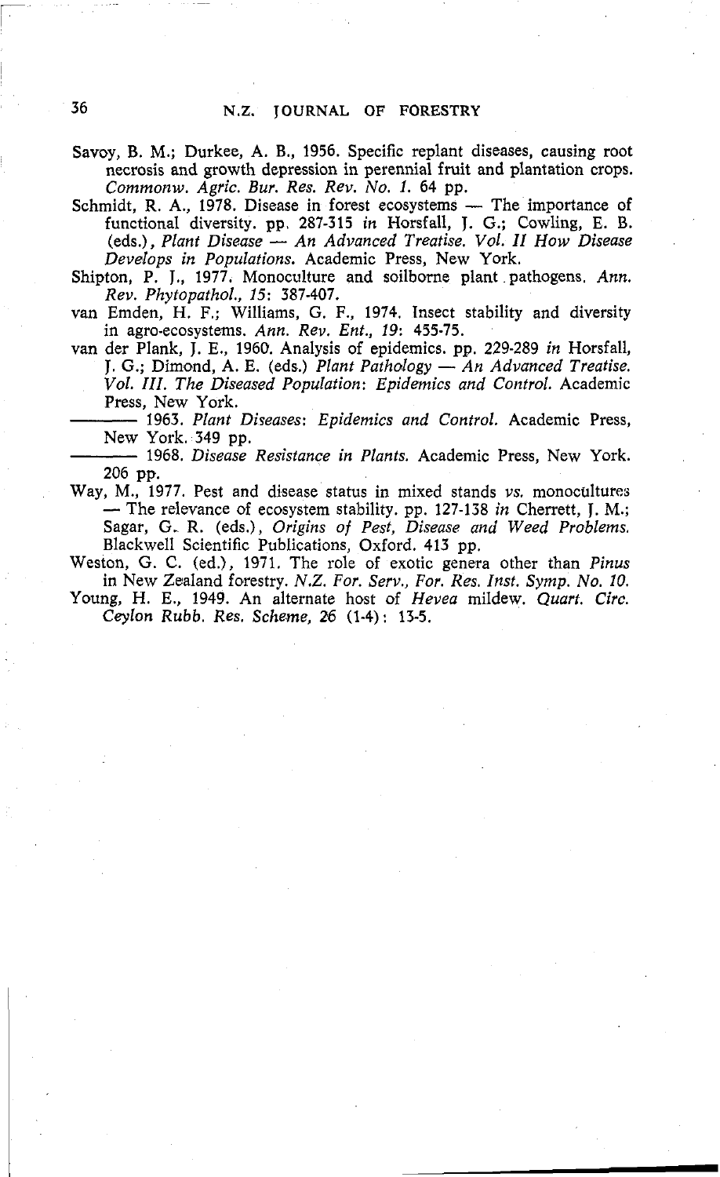Savoy, B. M.; Durkee, A. B., 1956. Specific replant diseases, causing root necrosis and growth depression in perennial fruit and plantation crops. *Commonw. Agric. Bur. Res. Rev. No. 1.* 64 pp.

Schmidt, R. A., 1978. Disease in forest ecosystems — The importance of functional diversity. pp. 287-315 *in* Horsfall, J. G.; Cowling, E. B. (eds.), *Plant Disease — An Advanced Treatise. Vol. II How Disease Develops in Populations.* Academic Press, New York.

Shipton, P. J., 1977. Monoculture and soilborne plant pathogens. *Ann. Rev. Phytopathol., 15*: 387-407.

van Emden, H. F.; Williams, G. F., 1974. Insect stability and diversity in agro-ecosystems. *Ann. Rev. Ent., 19*: 455-75.

van der Plank, J. E., 1960. Analysis of epidemics. pp. 229-289 *in* Horsfall, J. G.; Dimond, A. E. (eds.) *Plant Pathology — An Advanced Treatise. Vol. III. The Diseased Population: Epidemics and Control.* Academic Press, New York.

——— 1963. *Plant Diseases: Epidemics and Control.* Academic Press, New York. 349 pp.

——— 1968. *Disease Resistance in Plants.* Academic Press, New York. 206 pp.

Way, M., 1977. Pest and disease status in mixed stands *vs.* monocultures — The relevance of ecosystem stability. pp. 127-138 *in* Cherrett, J. M.; Sagar, G. R. (eds.), *Origins of Pest, Disease and Weed Problems.* Blackwell Scientific Publications, Oxford. 413 pp.

Weston, G. C. (ed.), 1971. The role of exotic genera other than *Pinus* in New Zealand forestry. *N.Z. For. Serv., For. Res. Inst. Symp. No. 10.*

Young, H. E., 1949. An alternate host of *Hevea* mildew. *Quart. Circ. Ceylon Rubb. Res. Scheme, 26* (1-4): 13-5.